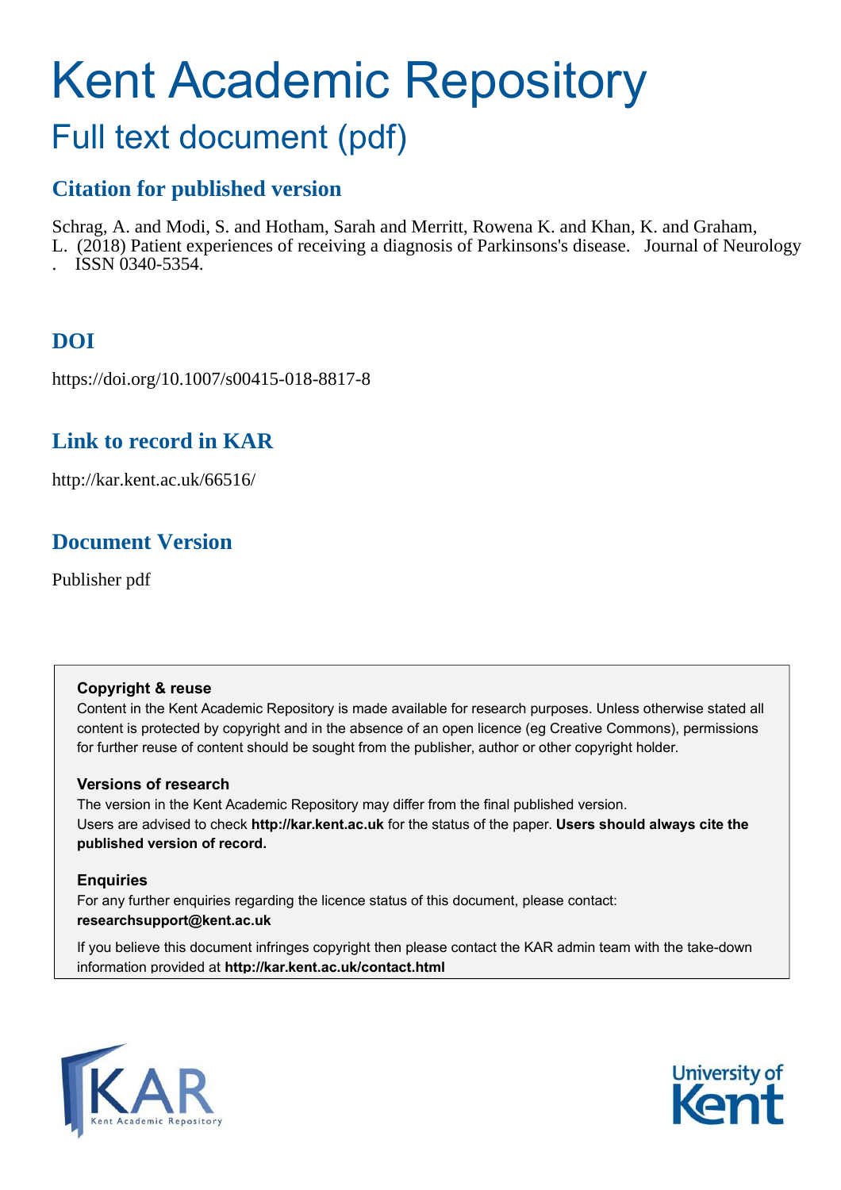# Kent Academic Repository

## Full text document (pdf)

### Citation for published version

Schrag, A. and Modi, S. and Hotham, Sarah and Merritt, Rowena K. and Khan, K. and Graham, L. (2018) Patient experiences of receiving a diagnosis of Parkinsons's disease. Journal of Neurology . ISSN 0340-5354.

### DOI

https://doi.org/10.1007/s00415-018-8817-8

### Link to record in KAR

http://kar.kent.ac.uk/66516/

### Document Version

Publisher pdf

**Copyright & reuse**

Content in the Kent Academic Repository is made available for research purposes. Unless otherwise stated all content is protected by copyright and in the absence of an open licence (eg Creative Commons), permissions for further reuse of content should be sought from the publisher, author or other copyright holder.

**Versions of research**

The version in the Kent Academic Repository may differ from the final published version. Users are advised to check **http://kar.kent.ac.uk** for the status of the paper. **Users should always cite the published version of record.**

**Enquiries**

For any further enquiries regarding the licence status of this document, please contact: **researchsupport@kent.ac.uk**

If you believe this document infringes copyright then please contact the KAR admin team with the take-down information provided at **http://kar.kent.ac.uk/contact.html**

KAR Kent Academic Repository

University of Kent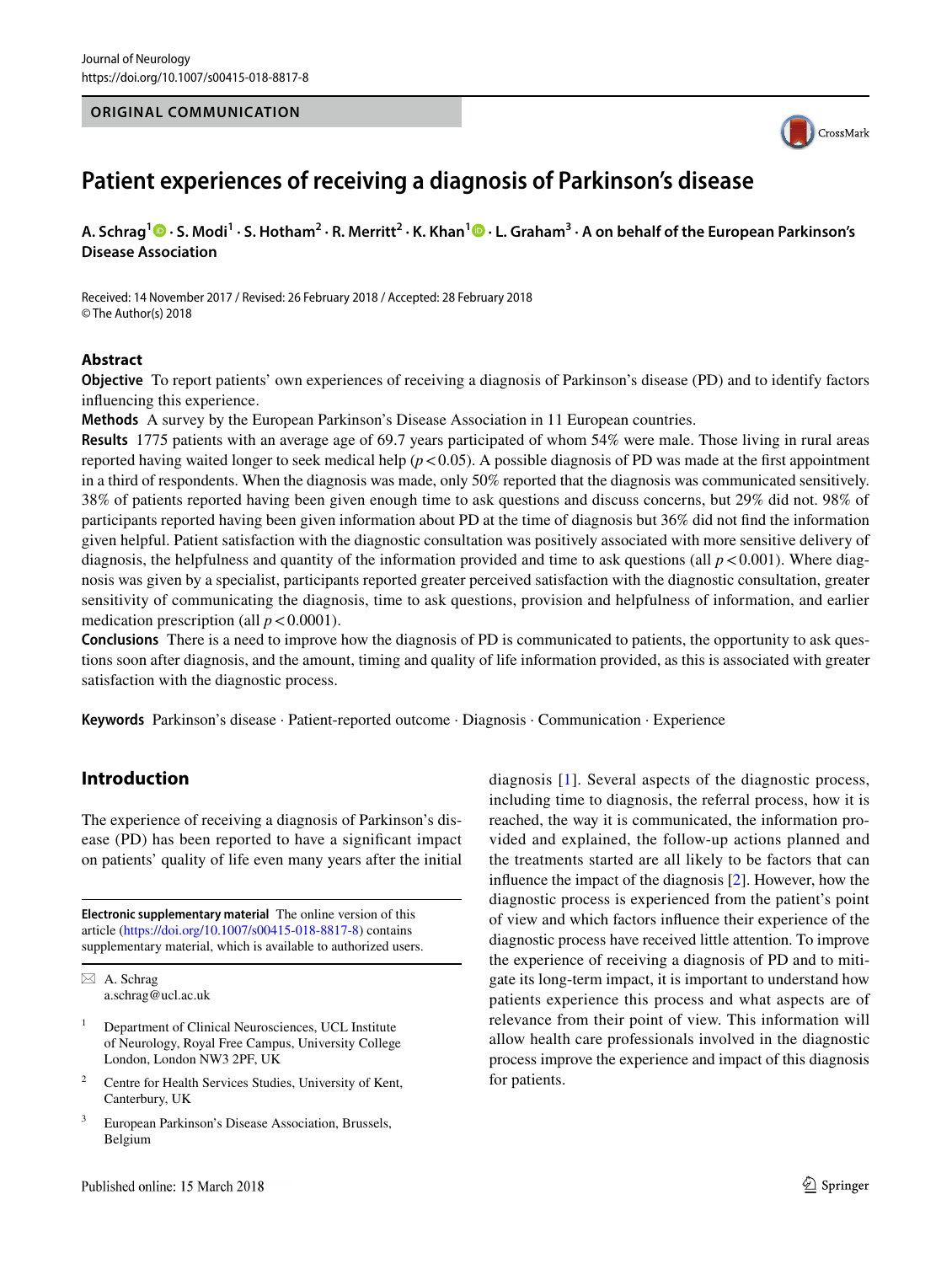ORIGINAL COMMUNICATION

# Patient experiences of receiving a diagnosis of Parkinson's disease

**A. Schrag[1] · S. Modi[1] · S. Hotham[2] · R. Merritt[2] · K. Khan[1] · L. Graham[3] · A on behalf of the European Parkinson's Disease Association**

Received: 14 November 2017 / Revised: 26 February 2018 / Accepted: 28 February 2018
© The Author(s) 2018

## Abstract

**Objective** To report patients' own experiences of receiving a diagnosis of Parkinson's disease (PD) and to identify factors influencing this experience.

**Methods** A survey by the European Parkinson's Disease Association in 11 European countries.

**Results** 1775 patients with an average age of 69.7 years participated of whom 54% were male. Those living in rural areas reported having waited longer to seek medical help ($p < 0.05$). A possible diagnosis of PD was made at the first appointment in a third of respondents. When the diagnosis was made, only 50% reported that the diagnosis was communicated sensitively. 38% of patients reported having been given enough time to ask questions and discuss concerns, but 29% did not. 98% of participants reported having been given information about PD at the time of diagnosis but 36% did not find the information given helpful. Patient satisfaction with the diagnostic consultation was positively associated with more sensitive delivery of diagnosis, the helpfulness and quantity of the information provided and time to ask questions (all $p < 0.001$). Where diagnosis was given by a specialist, participants reported greater perceived satisfaction with the diagnostic consultation, greater sensitivity of communicating the diagnosis, time to ask questions, provision and helpfulness of information, and earlier medication prescription (all $p < 0.0001$).

**Conclusions** There is a need to improve how the diagnosis of PD is communicated to patients, the opportunity to ask questions soon after diagnosis, and the amount, timing and quality of life information provided, as this is associated with greater satisfaction with the diagnostic process.

**Keywords** Parkinson's disease · Patient-reported outcome · Diagnosis · Communication · Experience

## Introduction

The experience of receiving a diagnosis of Parkinson's disease (PD) has been reported to have a significant impact on patients' quality of life even many years after the initial diagnosis [1]. Several aspects of the diagnostic process, including time to diagnosis, the referral process, how it is reached, the way it is communicated, the information provided and explained, the follow-up actions planned and the treatments started are all likely to be factors that can influence the impact of the diagnosis [2]. However, how the diagnostic process is experienced from the patient's point of view and which factors influence their experience of the diagnostic process have received little attention. To improve the experience of receiving a diagnosis of PD and to mitigate its long-term impact, it is important to understand how patients experience this process and what aspects are of relevance from their point of view. This information will allow health care professionals involved in the diagnostic process improve the experience and impact of this diagnosis for patients.

---

**Electronic supplementary material** The online version of this article (https://doi.org/10.1007/s00415-018-8817-8) contains supplementary material, which is available to authorized users.

✉ A. Schrag
a.schrag@ucl.ac.uk

[1] Department of Clinical Neurosciences, UCL Institute of Neurology, Royal Free Campus, University College London, London NW3 2PF, UK

[2] Centre for Health Services Studies, University of Kent, Canterbury, UK

[3] European Parkinson's Disease Association, Brussels, Belgium

Published online: 15 March 2018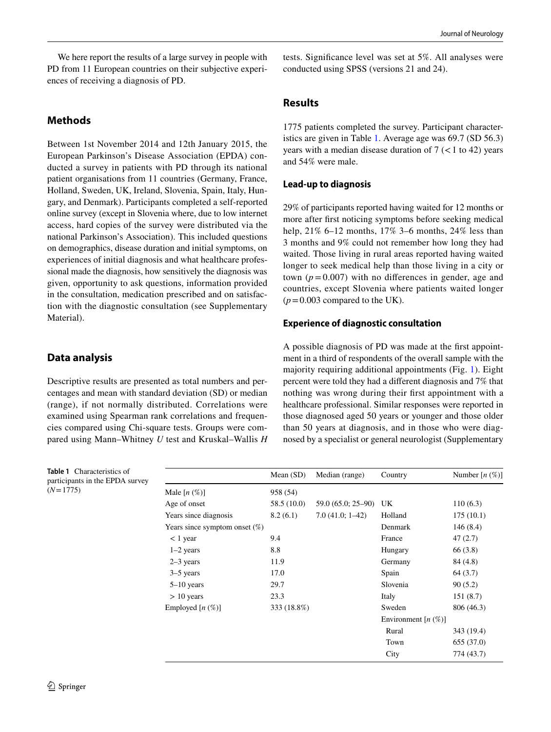We here report the results of a large survey in people with PD from 11 European countries on their subjective experiences of receiving a diagnosis of PD.

## Methods

Between 1st November 2014 and 12th January 2015, the European Parkinson's Disease Association (EPDA) conducted a survey in patients with PD through its national patient organisations from 11 countries (Germany, France, Holland, Sweden, UK, Ireland, Slovenia, Spain, Italy, Hungary, and Denmark). Participants completed a self-reported online survey (except in Slovenia where, due to low internet access, hard copies of the survey were distributed via the national Parkinson's Association). This included questions on demographics, disease duration and initial symptoms, on experiences of initial diagnosis and what healthcare professional made the diagnosis, how sensitively the diagnosis was given, opportunity to ask questions, information provided in the consultation, medication prescribed and on satisfaction with the diagnostic consultation (see Supplementary Material).

## Data analysis

Descriptive results are presented as total numbers and percentages and mean with standard deviation (SD) or median (range), if not normally distributed. Correlations were examined using Spearman rank correlations and frequencies compared using Chi-square tests. Groups were compared using Mann–Whitney *U* test and Kruskal–Wallis *H* tests. Significance level was set at 5%. All analyses were conducted using SPSS (versions 21 and 24).

## Results

1775 patients completed the survey. Participant characteristics are given in Table 1. Average age was 69.7 (SD 56.3) years with a median disease duration of 7 (< 1 to 42) years and 54% were male.

### Lead-up to diagnosis

29% of participants reported having waited for 12 months or more after first noticing symptoms before seeking medical help, 21% 6–12 months, 17% 3–6 months, 24% less than 3 months and 9% could not remember how long they had waited. Those living in rural areas reported having waited longer to seek medical help than those living in a city or town ($p = 0.007$) with no differences in gender, age and countries, except Slovenia where patients waited longer ($p = 0.003$ compared to the UK).

### Experience of diagnostic consultation

A possible diagnosis of PD was made at the first appointment in a third of respondents of the overall sample with the majority requiring additional appointments (Fig. 1). Eight percent were told they had a different diagnosis and 7% that nothing was wrong during their first appointment with a healthcare professional. Similar responses were reported in those diagnosed aged 50 years or younger and those older than 50 years at diagnosis, and in those who were diagnosed by a specialist or general neurologist (Supplementary

**Table 1** Characteristics of participants in the EPDA survey ($N = 1775$)

| | Mean (SD) | Median (range) | Country | Number [*n* (%)] |
|---|---|---|---|---|
| Male [*n* (%)] | 958 (54) | | | |
| Age of onset | 58.5 (10.0) | 59.0 (65.0; 25–90) | UK | 110 (6.3) |
| Years since diagnosis | 8.2 (6.1) | 7.0 (41.0; 1–42) | Holland | 175 (10.1) |
| Years since symptom onset (%) | | | Denmark | 146 (8.4) |
| < 1 year | 9.4 | | France | 47 (2.7) |
| 1–2 years | 8.8 | | Hungary | 66 (3.8) |
| 2–3 years | 11.9 | | Germany | 84 (4.8) |
| 3–5 years | 17.0 | | Spain | 64 (3.7) |
| 5–10 years | 29.7 | | Slovenia | 90 (5.2) |
| > 10 years | 23.3 | | Italy | 151 (8.7) |
| Employed [*n* (%)] | 333 (18.8%) | | Sweden | 806 (46.3) |
| | | | Environment [*n* (%)] | |
| | | | Rural | 343 (19.4) |
| | | | Town | 655 (37.0) |
| | | | City | 774 (43.7) |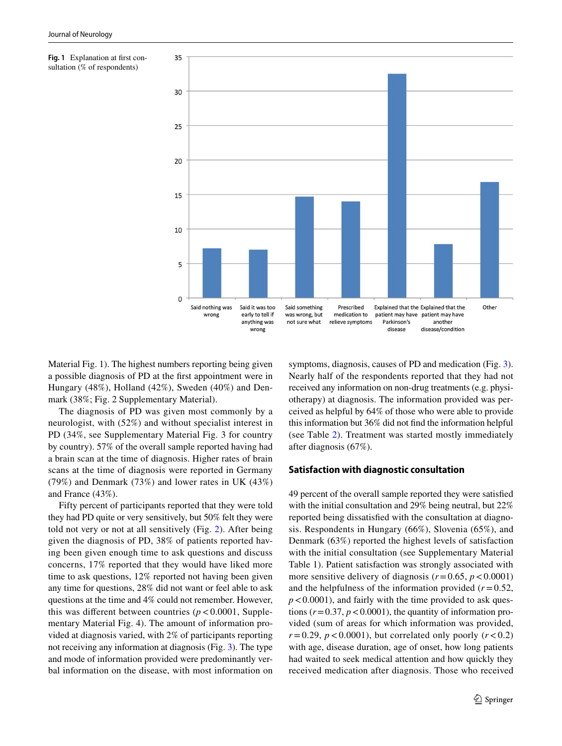Fig. 1 Explanation at first consultation (% of respondents)

Material Fig. 1). The highest numbers reporting being given a possible diagnosis of PD at the first appointment were in Hungary (48%), Holland (42%), Sweden (40%) and Denmark (38%; Fig. 2 Supplementary Material).

The diagnosis of PD was given most commonly by a neurologist, with (52%) and without specialist interest in PD (34%, see Supplementary Material Fig. 3 for country by country). 57% of the overall sample reported having had a brain scan at the time of diagnosis. Higher rates of brain scans at the time of diagnosis were reported in Germany (79%) and Denmark (73%) and lower rates in UK (43%) and France (43%).

Fifty percent of participants reported that they were told they had PD quite or very sensitively, but 50% felt they were told not very or not at all sensitively (Fig. 2). After being given the diagnosis of PD, 38% of patients reported having been given enough time to ask questions and discuss concerns, 17% reported that they would have liked more time to ask questions, 12% reported not having been given any time for questions, 28% did not want or feel able to ask questions at the time and 4% could not remember. However, this was different between countries ($p < 0.0001$, Supplementary Material Fig. 4). The amount of information provided at diagnosis varied, with 2% of participants reporting not receiving any information at diagnosis (Fig. 3). The type and mode of information provided were predominantly verbal information on the disease, with most information on symptoms, diagnosis, causes of PD and medication (Fig. 3). Nearly half of the respondents reported that they had not received any information on non-drug treatments (e.g. physiotherapy) at diagnosis. The information provided was perceived as helpful by 64% of those who were able to provide this information but 36% did not find the information helpful (see Table 2). Treatment was started mostly immediately after diagnosis (67%).

## Satisfaction with diagnostic consultation

49 percent of the overall sample reported they were satisfied with the initial consultation and 29% being neutral, but 22% reported being dissatisfied with the consultation at diagnosis. Respondents in Hungary (66%), Slovenia (65%), and Denmark (63%) reported the highest levels of satisfaction with the initial consultation (see Supplementary Material Table 1). Patient satisfaction was strongly associated with more sensitive delivery of diagnosis ($r = 0.65$, $p < 0.0001$) and the helpfulness of the information provided ($r = 0.52$, $p < 0.0001$), and fairly with the time provided to ask questions ($r = 0.37$, $p < 0.0001$), the quantity of information provided (sum of areas for which information was provided, $r = 0.29$, $p < 0.0001$), but correlated only poorly ($r < 0.2$) with age, disease duration, age of onset, how long patients had waited to seek medical attention and how quickly they received medication after diagnosis. Those who received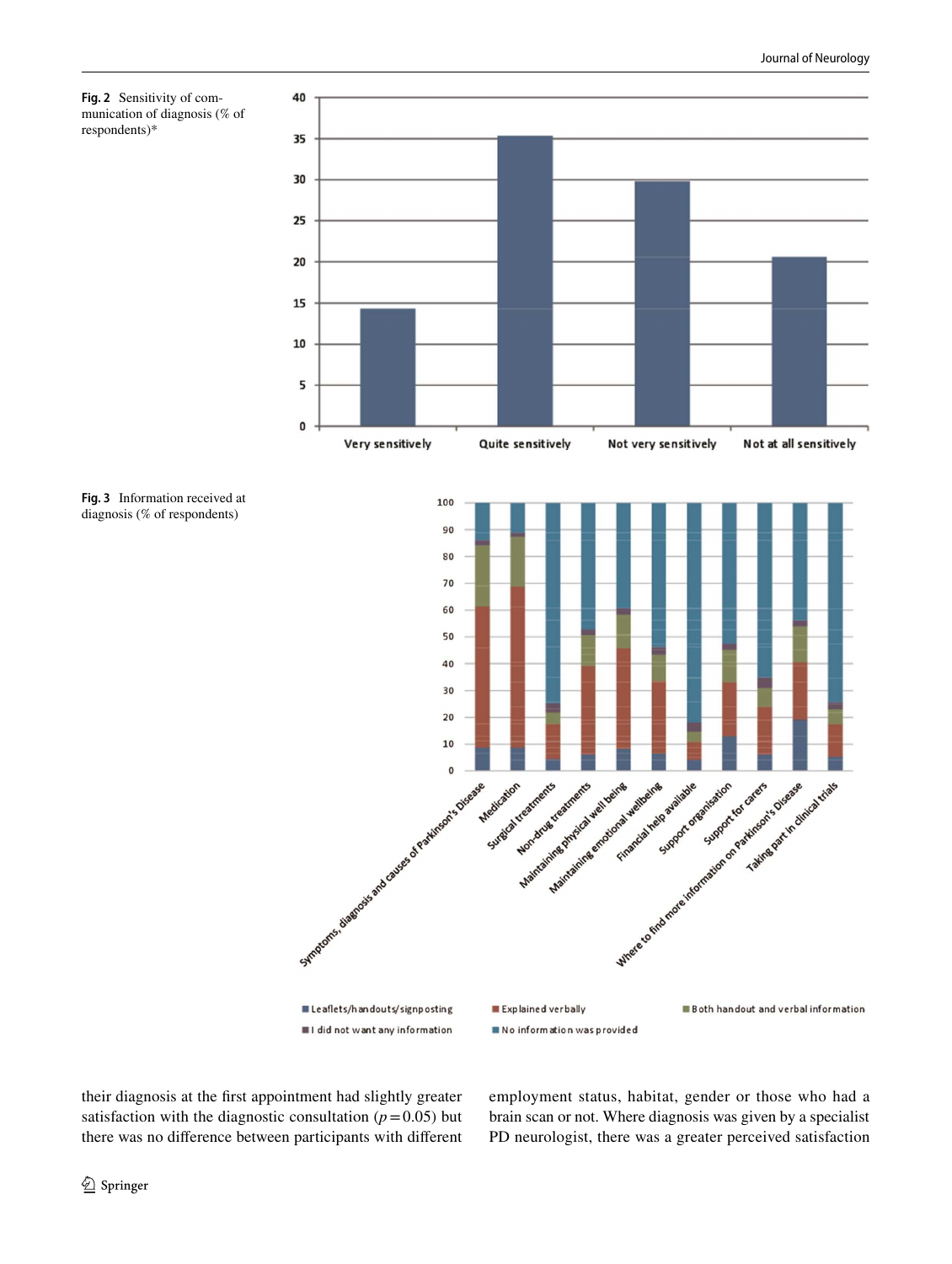**Fig. 2** Sensitivity of communication of diagnosis (% of respondents)*

**Fig. 3** Information received at diagnosis (% of respondents)

their diagnosis at the first appointment had slightly greater satisfaction with the diagnostic consultation ($p = 0.05$) but there was no difference between participants with different employment status, habitat, gender or those who had a brain scan or not. Where diagnosis was given by a specialist PD neurologist, there was a greater perceived satisfaction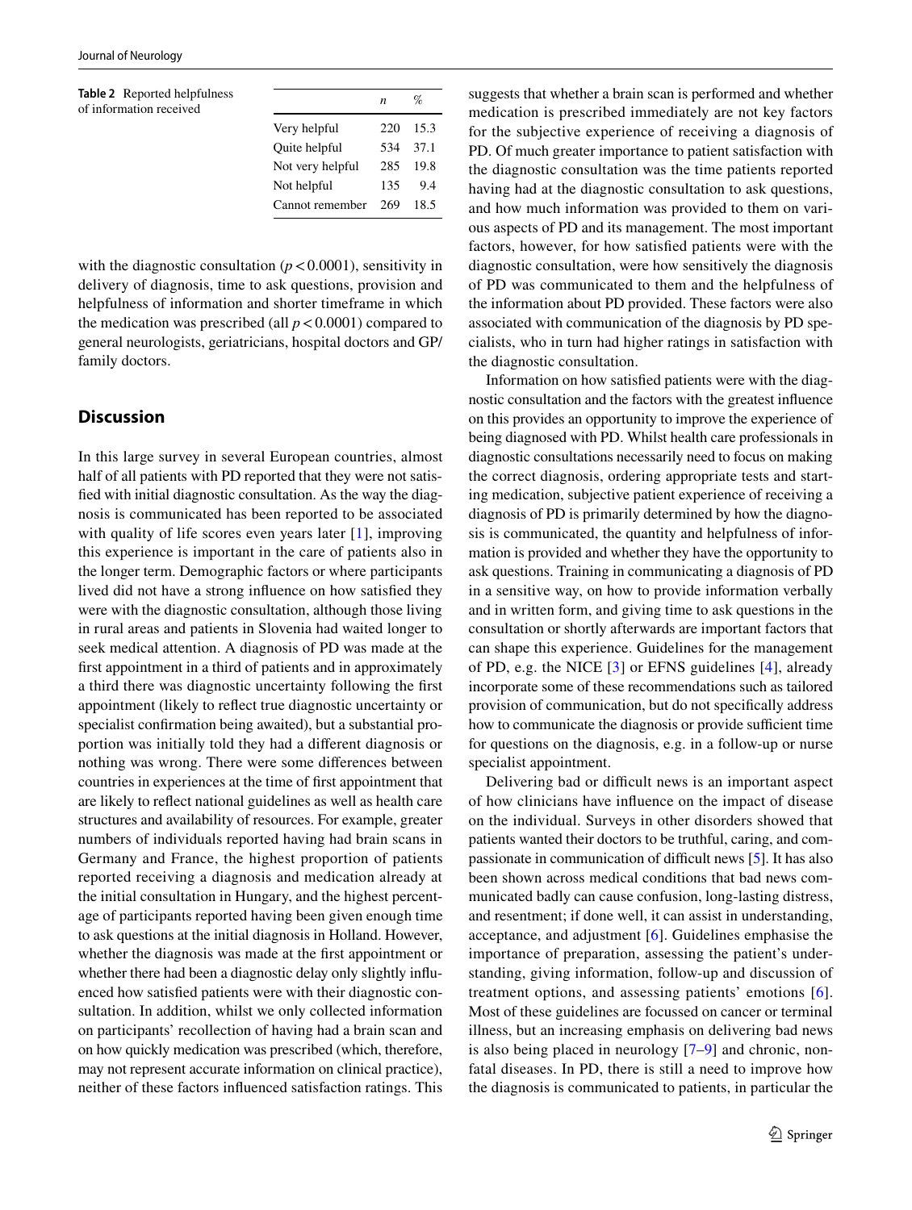**Table 2** Reported helpfulness of information received

| | $n$ | % |
|---|---|---|
| Very helpful | 220 | 15.3 |
| Quite helpful | 534 | 37.1 |
| Not very helpful | 285 | 19.8 |
| Not helpful | 135 | 9.4 |
| Cannot remember | 269 | 18.5 |

with the diagnostic consultation ($p < 0.0001$), sensitivity in delivery of diagnosis, time to ask questions, provision and helpfulness of information and shorter timeframe in which the medication was prescribed (all $p < 0.0001$) compared to general neurologists, geriatricians, hospital doctors and GP/family doctors.

## Discussion

In this large survey in several European countries, almost half of all patients with PD reported that they were not satisfied with initial diagnostic consultation. As the way the diagnosis is communicated has been reported to be associated with quality of life scores even years later [1], improving this experience is important in the care of patients also in the longer term. Demographic factors or where participants lived did not have a strong influence on how satisfied they were with the diagnostic consultation, although those living in rural areas and patients in Slovenia had waited longer to seek medical attention. A diagnosis of PD was made at the first appointment in a third of patients and in approximately a third there was diagnostic uncertainty following the first appointment (likely to reflect true diagnostic uncertainty or specialist confirmation being awaited), but a substantial proportion was initially told they had a different diagnosis or nothing was wrong. There were some differences between countries in experiences at the time of first appointment that are likely to reflect national guidelines as well as health care structures and availability of resources. For example, greater numbers of individuals reported having had brain scans in Germany and France, the highest proportion of patients reported receiving a diagnosis and medication already at the initial consultation in Hungary, and the highest percentage of participants reported having been given enough time to ask questions at the initial diagnosis in Holland. However, whether the diagnosis was made at the first appointment or whether there had been a diagnostic delay only slightly influenced how satisfied patients were with their diagnostic consultation. In addition, whilst we only collected information on participants' recollection of having had a brain scan and on how quickly medication was prescribed (which, therefore, may not represent accurate information on clinical practice), neither of these factors influenced satisfaction ratings. This suggests that whether a brain scan is performed and whether medication is prescribed immediately are not key factors for the subjective experience of receiving a diagnosis of PD. Of much greater importance to patient satisfaction with the diagnostic consultation was the time patients reported having had at the diagnostic consultation to ask questions, and how much information was provided to them on various aspects of PD and its management. The most important factors, however, for how satisfied patients were with the diagnostic consultation, were how sensitively the diagnosis of PD was communicated to them and the helpfulness of the information about PD provided. These factors were also associated with communication of the diagnosis by PD specialists, who in turn had higher ratings in satisfaction with the diagnostic consultation.

Information on how satisfied patients were with the diagnostic consultation and the factors with the greatest influence on this provides an opportunity to improve the experience of being diagnosed with PD. Whilst health care professionals in diagnostic consultations necessarily need to focus on making the correct diagnosis, ordering appropriate tests and starting medication, subjective patient experience of receiving a diagnosis of PD is primarily determined by how the diagnosis is communicated, the quantity and helpfulness of information is provided and whether they have the opportunity to ask questions. Training in communicating a diagnosis of PD in a sensitive way, on how to provide information verbally and in written form, and giving time to ask questions in the consultation or shortly afterwards are important factors that can shape this experience. Guidelines for the management of PD, e.g. the NICE [3] or EFNS guidelines [4], already incorporate some of these recommendations such as tailored provision of communication, but do not specifically address how to communicate the diagnosis or provide sufficient time for questions on the diagnosis, e.g. in a follow-up or nurse specialist appointment.

Delivering bad or difficult news is an important aspect of how clinicians have influence on the impact of disease on the individual. Surveys in other disorders showed that patients wanted their doctors to be truthful, caring, and compassionate in communication of difficult news [5]. It has also been shown across medical conditions that bad news communicated badly can cause confusion, long-lasting distress, and resentment; if done well, it can assist in understanding, acceptance, and adjustment [6]. Guidelines emphasise the importance of preparation, assessing the patient's understanding, giving information, follow-up and discussion of treatment options, and assessing patients' emotions [6]. Most of these guidelines are focussed on cancer or terminal illness, but an increasing emphasis on delivering bad news is also being placed in neurology [7–9] and chronic, non-fatal diseases. In PD, there is still a need to improve how the diagnosis is communicated to patients, in particular the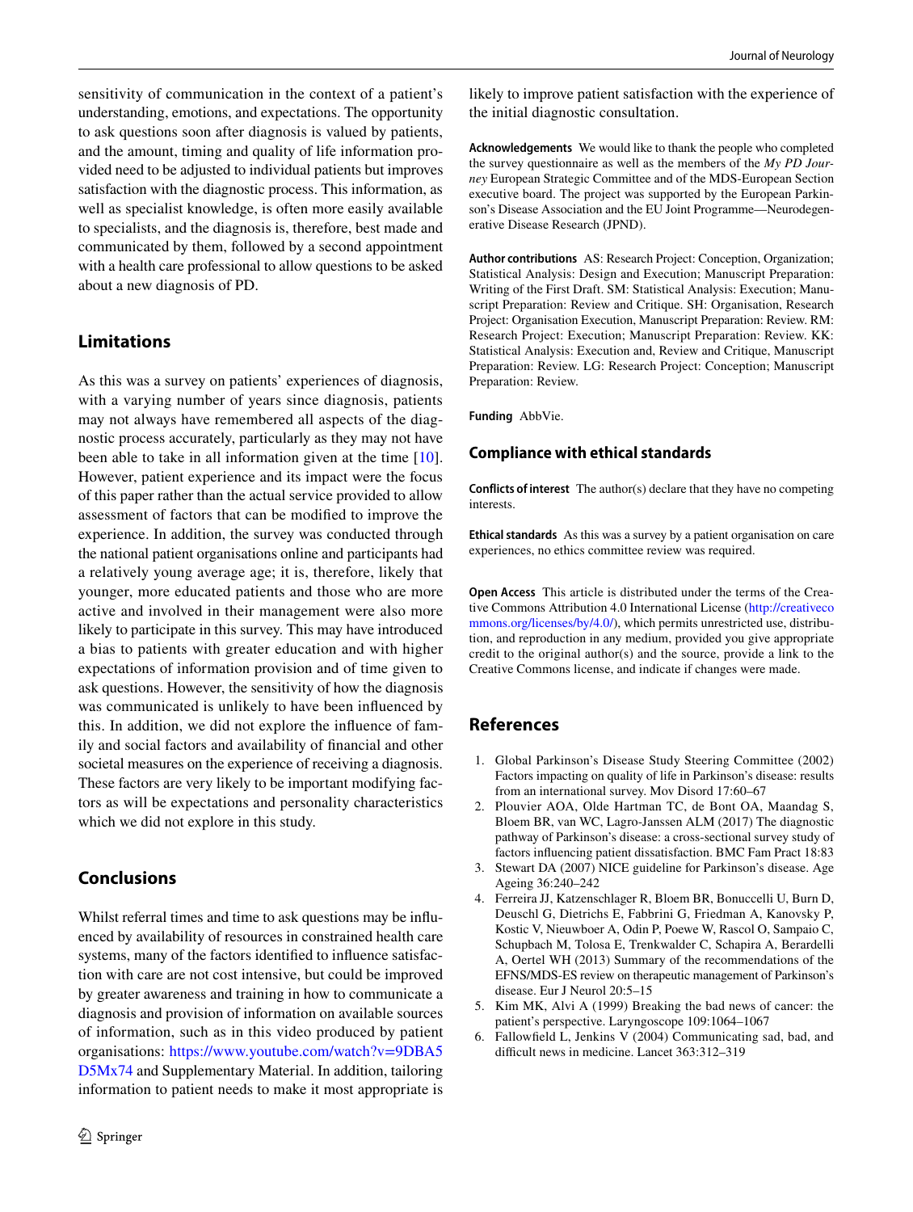sensitivity of communication in the context of a patient's understanding, emotions, and expectations. The opportunity to ask questions soon after diagnosis is valued by patients, and the amount, timing and quality of life information provided need to be adjusted to individual patients but improves satisfaction with the diagnostic process. This information, as well as specialist knowledge, is often more easily available to specialists, and the diagnosis is, therefore, best made and communicated by them, followed by a second appointment with a health care professional to allow questions to be asked about a new diagnosis of PD.

## Limitations

As this was a survey on patients' experiences of diagnosis, with a varying number of years since diagnosis, patients may not always have remembered all aspects of the diagnostic process accurately, particularly as they may not have been able to take in all information given at the time [10]. However, patient experience and its impact were the focus of this paper rather than the actual service provided to allow assessment of factors that can be modified to improve the experience. In addition, the survey was conducted through the national patient organisations online and participants had a relatively young average age; it is, therefore, likely that younger, more educated patients and those who are more active and involved in their management were also more likely to participate in this survey. This may have introduced a bias to patients with greater education and with higher expectations of information provision and of time given to ask questions. However, the sensitivity of how the diagnosis was communicated is unlikely to have been influenced by this. In addition, we did not explore the influence of family and social factors and availability of financial and other societal measures on the experience of receiving a diagnosis. These factors are very likely to be important modifying factors as will be expectations and personality characteristics which we did not explore in this study.

## Conclusions

Whilst referral times and time to ask questions may be influenced by availability of resources in constrained health care systems, many of the factors identified to influence satisfaction with care are not cost intensive, but could be improved by greater awareness and training in how to communicate a diagnosis and provision of information on available sources of information, such as in this video produced by patient organisations: https://www.youtube.com/watch?v=9DBA5D5Mx74 and Supplementary Material. In addition, tailoring information to patient needs to make it most appropriate is likely to improve patient satisfaction with the experience of the initial diagnostic consultation.

**Acknowledgements** We would like to thank the people who completed the survey questionnaire as well as the members of the *My PD Journey* European Strategic Committee and of the MDS-European Section executive board. The project was supported by the European Parkinson's Disease Association and the EU Joint Programme—Neurodegenerative Disease Research (JPND).

**Author contributions** AS: Research Project: Conception, Organization; Statistical Analysis: Design and Execution; Manuscript Preparation: Writing of the First Draft. SM: Statistical Analysis: Execution; Manuscript Preparation: Review and Critique. SH: Organisation, Research Project: Organisation Execution, Manuscript Preparation: Review. RM: Research Project: Execution; Manuscript Preparation: Review. KK: Statistical Analysis: Execution and, Review and Critique, Manuscript Preparation: Review. LG: Research Project: Conception; Manuscript Preparation: Review.

**Funding** AbbVie.

### Compliance with ethical standards

**Conflicts of interest** The author(s) declare that they have no competing interests.

**Ethical standards** As this was a survey by a patient organisation on care experiences, no ethics committee review was required.

**Open Access** This article is distributed under the terms of the Creative Commons Attribution 4.0 International License (http://creativecommons.org/licenses/by/4.0/), which permits unrestricted use, distribution, and reproduction in any medium, provided you give appropriate credit to the original author(s) and the source, provide a link to the Creative Commons license, and indicate if changes were made.

## References

1. Global Parkinson's Disease Study Steering Committee (2002) Factors impacting on quality of life in Parkinson's disease: results from an international survey. Mov Disord 17:60–67
2. Plouvier AOA, Olde Hartman TC, de Bont OA, Maandag S, Bloem BR, van WC, Lagro-Janssen ALM (2017) The diagnostic pathway of Parkinson's disease: a cross-sectional survey study of factors influencing patient dissatisfaction. BMC Fam Pract 18:83
3. Stewart DA (2007) NICE guideline for Parkinson's disease. Age Ageing 36:240–242
4. Ferreira JJ, Katzenschlager R, Bloem BR, Bonuccelli U, Burn D, Deuschl G, Dietrichs E, Fabbrini G, Friedman A, Kanovsky P, Kostic V, Nieuwboer A, Odin P, Poewe W, Rascol O, Sampaio C, Schupbach M, Tolosa E, Trenkwalder C, Schapira A, Berardelli A, Oertel WH (2013) Summary of the recommendations of the EFNS/MDS-ES review on therapeutic management of Parkinson's disease. Eur J Neurol 20:5–15
5. Kim MK, Alvi A (1999) Breaking the bad news of cancer: the patient's perspective. Laryngoscope 109:1064–1067
6. Fallowfield L, Jenkins V (2004) Communicating sad, bad, and difficult news in medicine. Lancet 363:312–319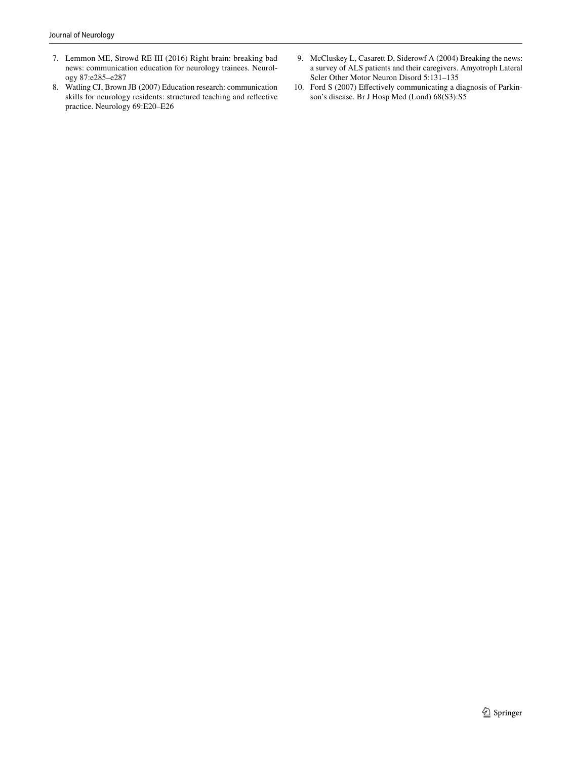7. Lemmon ME, Strowd RE III (2016) Right brain: breaking bad news: communication education for neurology trainees. Neurology 87:e285–e287
8. Watling CJ, Brown JB (2007) Education research: communication skills for neurology residents: structured teaching and reflective practice. Neurology 69:E20–E26
9. McCluskey L, Casarett D, Siderowf A (2004) Breaking the news: a survey of ALS patients and their caregivers. Amyotroph Lateral Scler Other Motor Neuron Disord 5:131–135
10. Ford S (2007) Effectively communicating a diagnosis of Parkinson's disease. Br J Hosp Med (Lond) 68(S3):S5